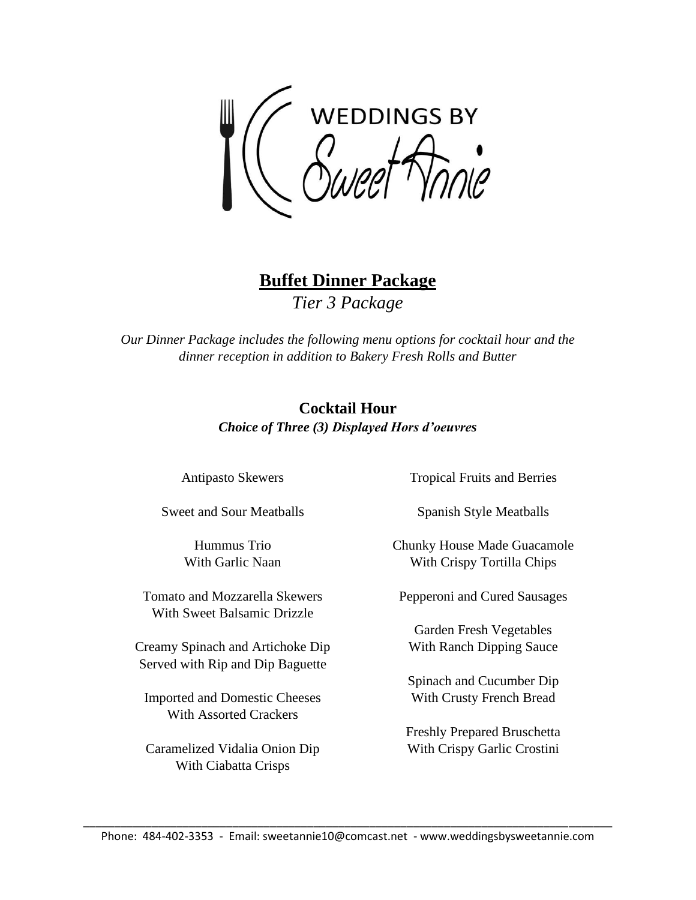WEDDINGS BY Sweet Annie

# Buffet Dinner Package

*Tier 3 Package*

*Our Dinner Package includes the following menu options for cocktail hour and the dinner reception in addition to Bakery Fresh Rolls and Butter*

## Cocktail Hour

***Choice of Three (3) Displayed Hors d'oeuvres***

Antipasto Skewers

Sweet and Sour Meatballs

Hummus Trio
With Garlic Naan

Tomato and Mozzarella Skewers
With Sweet Balsamic Drizzle

Creamy Spinach and Artichoke Dip
Served with Rip and Dip Baguette

Imported and Domestic Cheeses
With Assorted Crackers

Caramelized Vidalia Onion Dip
With Ciabatta Crisps

Tropical Fruits and Berries

Spanish Style Meatballs

Chunky House Made Guacamole
With Crispy Tortilla Chips

Pepperoni and Cured Sausages

Garden Fresh Vegetables
With Ranch Dipping Sauce

Spinach and Cucumber Dip
With Crusty French Bread

Freshly Prepared Bruschetta
With Crispy Garlic Crostini

Phone: 484-402-3353 - Email: sweetannie10@comcast.net - www.weddingsbysweetannie.com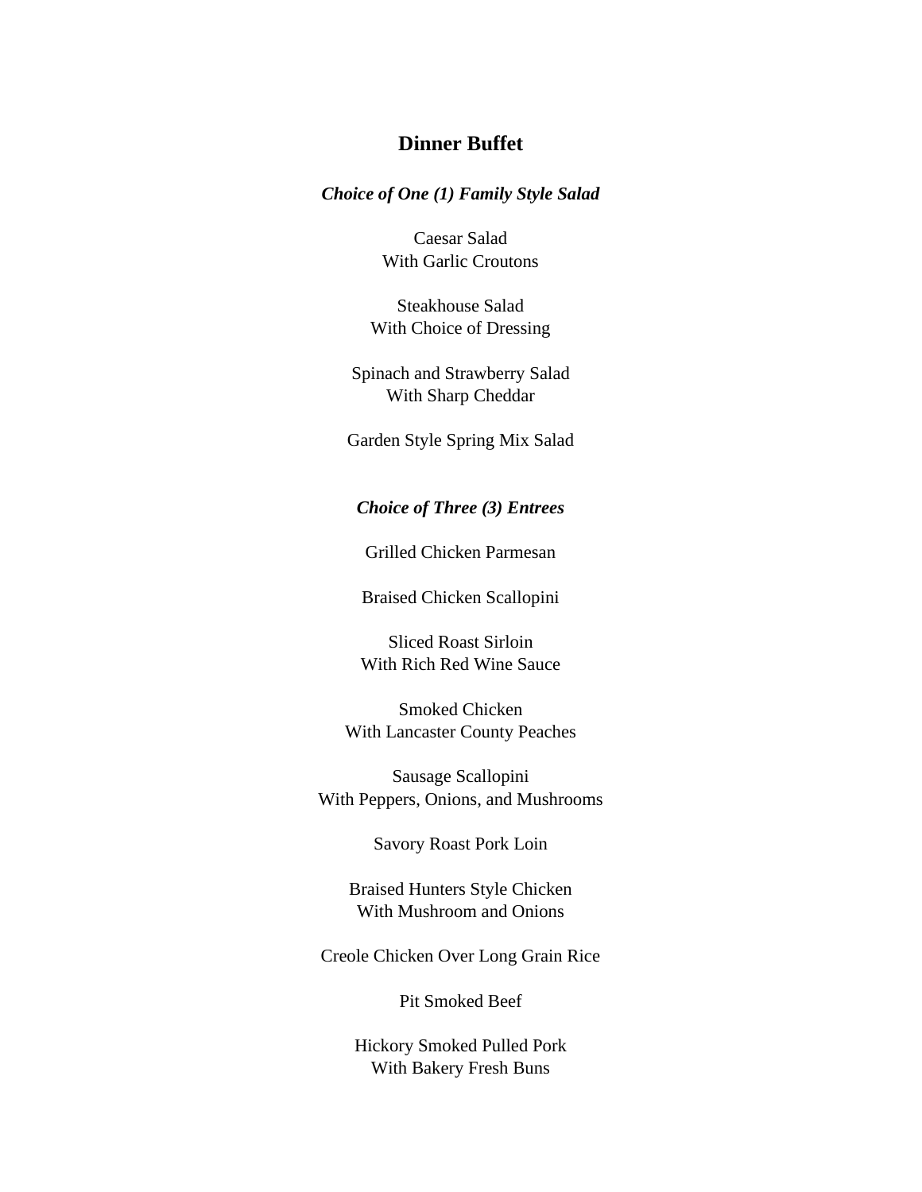## Dinner Buffet

***Choice of One (1) Family Style Salad***

Caesar Salad
With Garlic Croutons

Steakhouse Salad
With Choice of Dressing

Spinach and Strawberry Salad
With Sharp Cheddar

Garden Style Spring Mix Salad

***Choice of Three (3) Entrees***

Grilled Chicken Parmesan

Braised Chicken Scallopini

Sliced Roast Sirloin
With Rich Red Wine Sauce

Smoked Chicken
With Lancaster County Peaches

Sausage Scallopini
With Peppers, Onions, and Mushrooms

Savory Roast Pork Loin

Braised Hunters Style Chicken
With Mushroom and Onions

Creole Chicken Over Long Grain Rice

Pit Smoked Beef

Hickory Smoked Pulled Pork
With Bakery Fresh Buns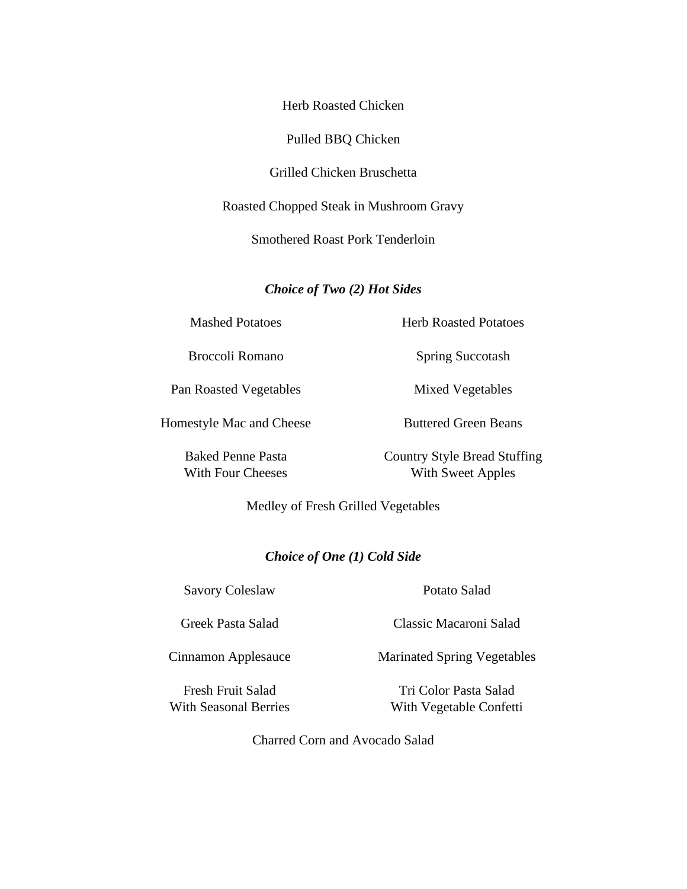Herb Roasted Chicken

Pulled BBQ Chicken

Grilled Chicken Bruschetta

Roasted Chopped Steak in Mushroom Gravy

Smothered Roast Pork Tenderloin

***Choice of Two (2) Hot Sides***

Mashed Potatoes

Herb Roasted Potatoes

Broccoli Romano

Spring Succotash

Pan Roasted Vegetables

Mixed Vegetables

Homestyle Mac and Cheese

Buttered Green Beans

Baked Penne Pasta
With Four Cheeses

Country Style Bread Stuffing
With Sweet Apples

Medley of Fresh Grilled Vegetables

***Choice of One (1) Cold Side***

Savory Coleslaw

Potato Salad

Greek Pasta Salad

Classic Macaroni Salad

Cinnamon Applesauce

Marinated Spring Vegetables

Fresh Fruit Salad
With Seasonal Berries

Tri Color Pasta Salad
With Vegetable Confetti

Charred Corn and Avocado Salad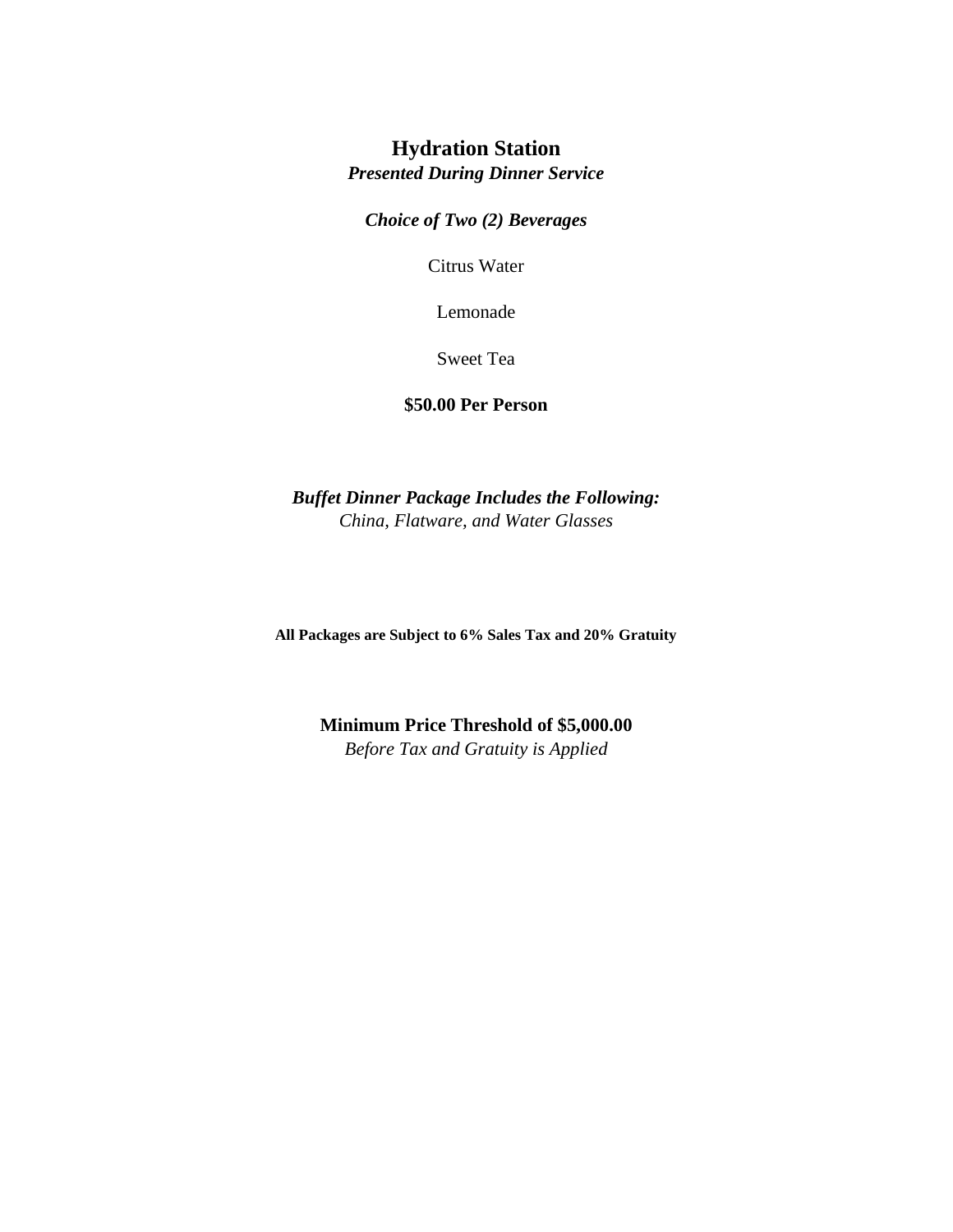## Hydration Station

***Presented During Dinner Service***

***Choice of Two (2) Beverages***

Citrus Water

Lemonade

Sweet Tea

**$50.00 Per Person**

***Buffet Dinner Package Includes the Following:***
*China, Flatware, and Water Glasses*

**All Packages are Subject to 6% Sales Tax and 20% Gratuity**

**Minimum Price Threshold of $5,000.00**
*Before Tax and Gratuity is Applied*